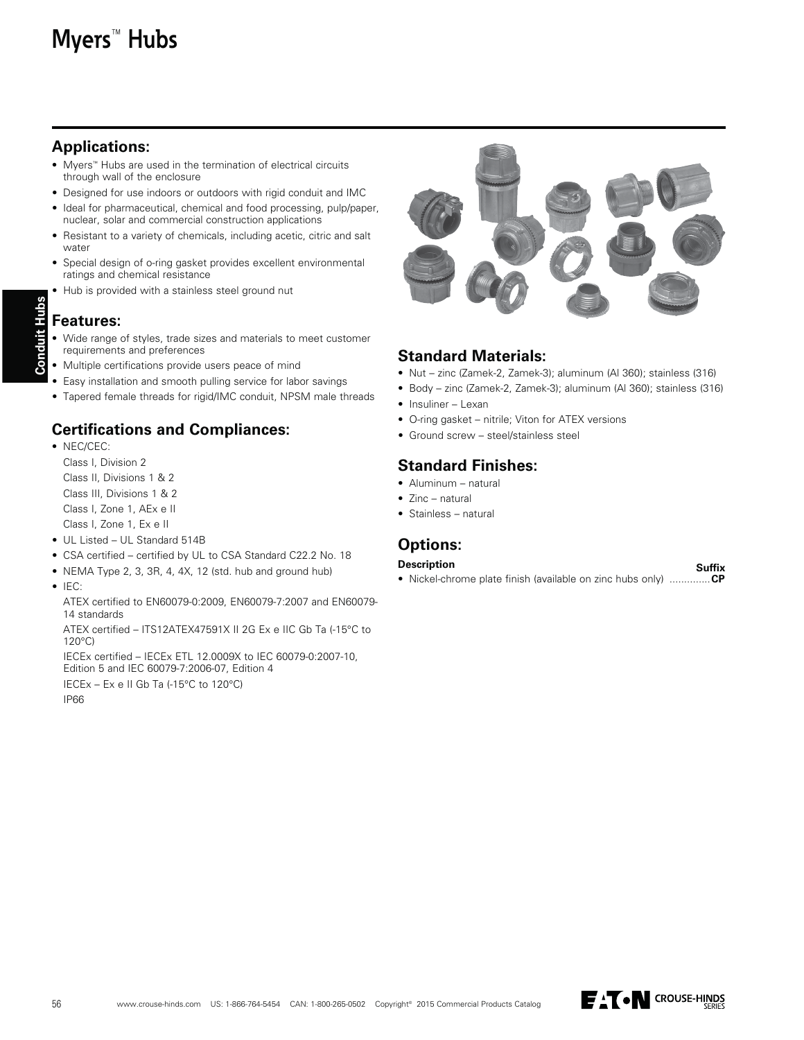# Myers™ Hubs

## Applications:

- Myers™ Hubs are used in the termination of electrical circuits through wall of the enclosure
- Designed for use indoors or outdoors with rigid conduit and IMC
- Ideal for pharmaceutical, chemical and food processing, pulp/paper, nuclear, solar and commercial construction applications
- Resistant to a variety of chemicals, including acetic, citric and salt water
- Special design of o-ring gasket provides excellent environmental ratings and chemical resistance
- Hub is provided with a stainless steel ground nut

## Features:

- Wide range of styles, trade sizes and materials to meet customer requirements and preferences
- Multiple certifications provide users peace of mind
- Easy installation and smooth pulling service for labor savings
- Tapered female threads for rigid/IMC conduit, NPSM male threads

## Certifications and Compliances:

- NEC/CEC:
  
  Class I, Division 2
  
  Class II, Divisions 1 & 2
  
  Class III, Divisions 1 & 2
  
  Class I, Zone 1, AEx e II
  
  Class I, Zone 1, Ex e II
- UL Listed – UL Standard 514B
- CSA certified – certified by UL to CSA Standard C22.2 No. 18
- NEMA Type 2, 3, 3R, 4, 4X, 12 (std. hub and ground hub)
- IEC:
  
  ATEX certified to EN60079-0:2009, EN60079-7:2007 and EN60079-14 standards
  
  ATEX certified – ITS12ATEX47591X II 2G Ex e IIC Gb Ta (-15°C to 120°C)
  
  IECEx certified – IECEx ETL 12.0009X to IEC 60079-0:2007-10, Edition 5 and IEC 60079-7:2006-07, Edition 4
  
  IECEx – Ex e II Gb Ta (-15°C to 120°C)
  
  IP66

## Standard Materials:

- Nut – zinc (Zamek-2, Zamek-3); aluminum (Al 360); stainless (316)
- Body – zinc (Zamek-2, Zamek-3); aluminum (Al 360); stainless (316)
- Insuliner – Lexan
- O-ring gasket – nitrile; Viton for ATEX versions
- Ground screw – steel/stainless steel

## Standard Finishes:

- Aluminum – natural
- Zinc – natural
- Stainless – natural

## Options:

| Description | Suffix |
|---|---|
| • Nickel-chrome plate finish (available on zinc hubs only) | **CP** |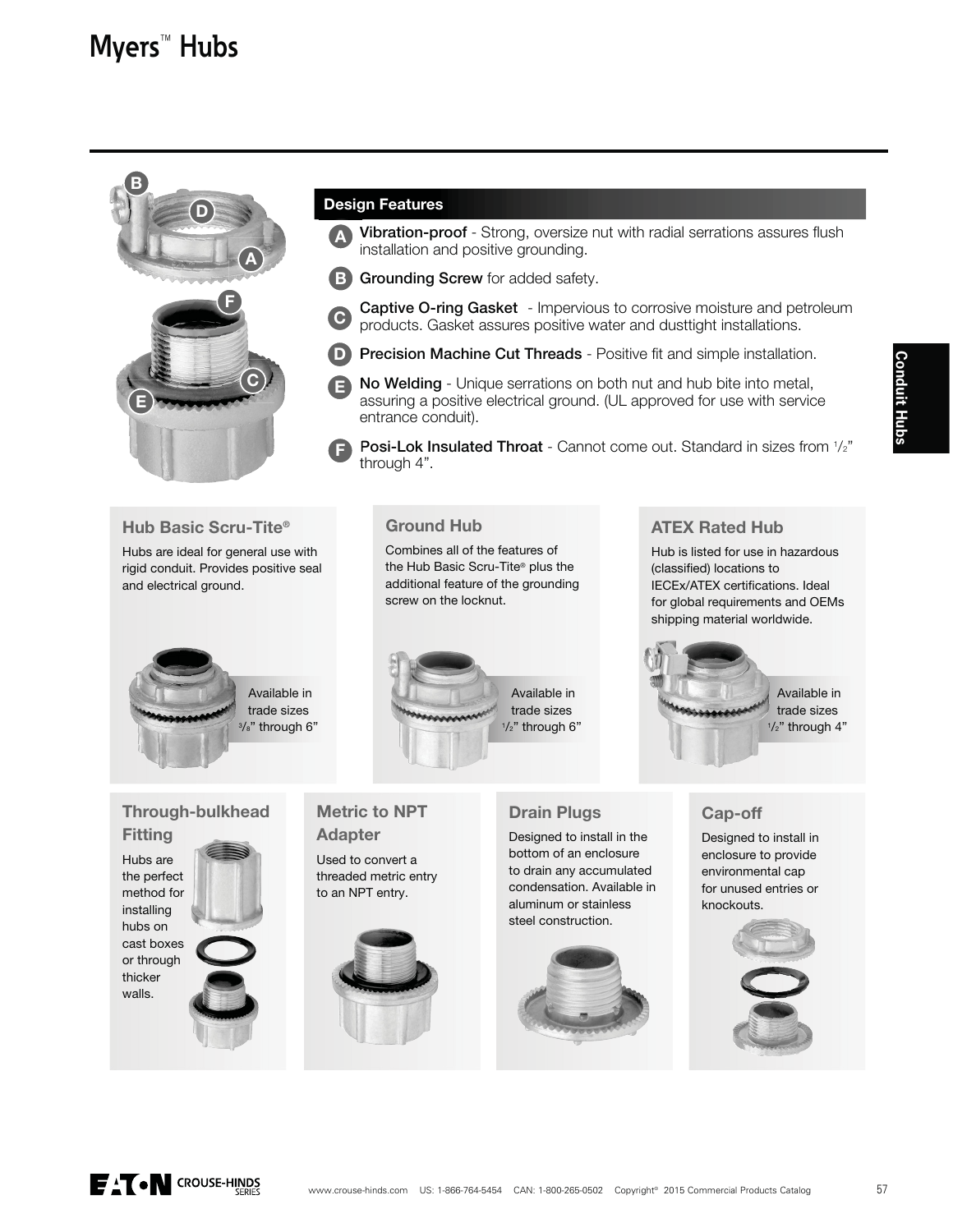# Myers™ Hubs

## Design Features

- **A** **Vibration-proof** - Strong, oversize nut with radial serrations assures flush installation and positive grounding.
- **B** **Grounding Screw** for added safety.
- **C** **Captive O-ring Gasket** - Impervious to corrosive moisture and petroleum products. Gasket assures positive water and dusttight installations.
- **D** **Precision Machine Cut Threads** - Positive fit and simple installation.
- **E** **No Welding** - Unique serrations on both nut and hub bite into metal, assuring a positive electrical ground. (UL approved for use with service entrance conduit).
- **F** **Posi-Lok Insulated Throat** - Cannot come out. Standard in sizes from 1/2" through 4".

### Hub Basic Scru-Tite®

Hubs are ideal for general use with rigid conduit. Provides positive seal and electrical ground.

Available in trade sizes 3/8" through 6"

### Ground Hub

Combines all of the features of the Hub Basic Scru-Tite® plus the additional feature of the grounding screw on the locknut.

Available in trade sizes 1/2" through 6"

### ATEX Rated Hub

Hub is listed for use in hazardous (classified) locations to IECEx/ATEX certifications. Ideal for global requirements and OEMs shipping material worldwide.

Available in trade sizes 1/2" through 4"

### Through-bulkhead Fitting

Hubs are the perfect method for installing hubs on cast boxes or through thicker walls.

### Metric to NPT Adapter

Used to convert a threaded metric entry to an NPT entry.

### Drain Plugs

Designed to install in the bottom of an enclosure to drain any accumulated condensation. Available in aluminum or stainless steel construction.

### Cap-off

Designed to install in enclosure to provide environmental cap for unused entries or knockouts.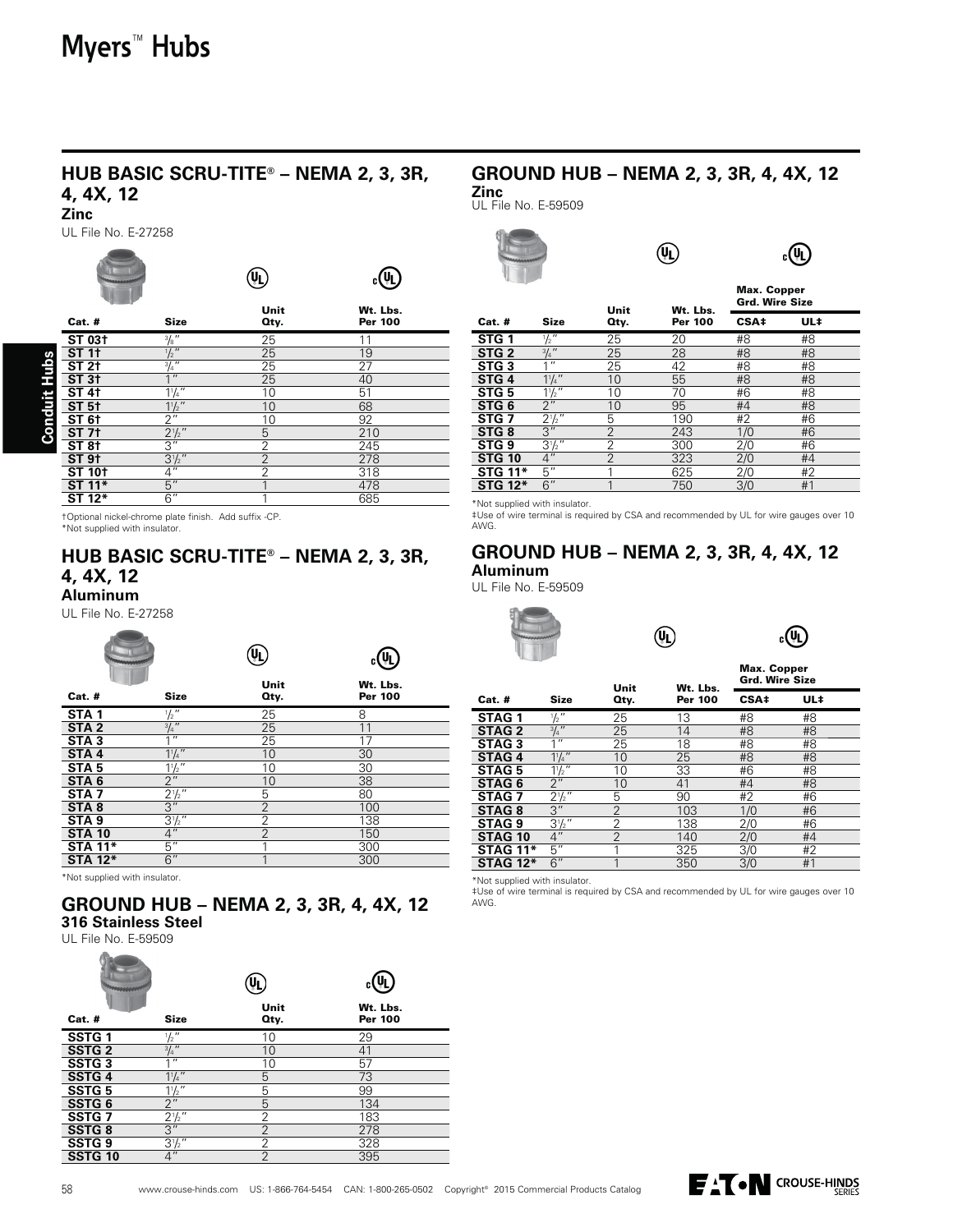# Myers™ Hubs

## HUB BASIC SCRU-TITE® – NEMA 2, 3, 3R, 4, 4X, 12

**Zinc**

UL File No. E-27258

| Cat. # | Size | Unit Qty. | Wt. Lbs. Per 100 |
|---|---|---|---|
| ST 03† | 3/8" | 25 | 11 |
| ST 1† | 1/2" | 25 | 19 |
| ST 2† | 3/4" | 25 | 27 |
| ST 3† | 1" | 25 | 40 |
| ST 4† | 1¼" | 10 | 51 |
| ST 5† | 1½" | 10 | 68 |
| ST 6† | 2" | 10 | 92 |
| ST 7† | 2½" | 5 | 210 |
| ST 8† | 3" | 2 | 245 |
| ST 9† | 3½" | 2 | 278 |
| ST 10† | 4" | 2 | 318 |
| ST 11* | 5" | 1 | 478 |
| ST 12* | 6" | 1 | 685 |

†Optional nickel-chrome plate finish. Add suffix -CP.
*Not supplied with insulator.

## HUB BASIC SCRU-TITE® – NEMA 2, 3, 3R, 4, 4X, 12

**Aluminum**

UL File No. E-27258

| Cat. # | Size | Unit Qty. | Wt. Lbs. Per 100 |
|---|---|---|---|
| STA 1 | 1/2" | 25 | 8 |
| STA 2 | 3/4" | 25 | 11 |
| STA 3 | 1" | 25 | 17 |
| STA 4 | 1¼" | 10 | 30 |
| STA 5 | 1½" | 10 | 30 |
| STA 6 | 2" | 10 | 38 |
| STA 7 | 2½" | 5 | 80 |
| STA 8 | 3" | 2 | 100 |
| STA 9 | 3½" | 2 | 138 |
| STA 10 | 4" | 2 | 150 |
| STA 11* | 5" | 1 | 300 |
| STA 12* | 6" | 1 | 300 |

*Not supplied with insulator.

## GROUND HUB – NEMA 2, 3, 3R, 4, 4X, 12

**316 Stainless Steel**

UL File No. E-59509

| Cat. # | Size | Unit Qty. | Wt. Lbs. Per 100 |
|---|---|---|---|
| SSTG 1 | 1/2" | 10 | 29 |
| SSTG 2 | 3/4" | 10 | 41 |
| SSTG 3 | 1" | 10 | 57 |
| SSTG 4 | 1¼" | 5 | 73 |
| SSTG 5 | 1½" | 5 | 99 |
| SSTG 6 | 2" | 5 | 134 |
| SSTG 7 | 2½" | 2 | 183 |
| SSTG 8 | 3" | 2 | 278 |
| SSTG 9 | 3½" | 2 | 328 |
| SSTG 10 | 4" | 2 | 395 |

## GROUND HUB – NEMA 2, 3, 3R, 4, 4X, 12

**Zinc**

UL File No. E-59509

| Cat. # | Size | Unit Qty. | Wt. Lbs. Per 100 | Max. Copper Grd. Wire Size | |
|---|---|---|---|---|---|
| | | | | CSA‡ | UL‡ |
| STG 1 | 1/2" | 25 | 20 | #8 | #8 |
| STG 2 | 3/4" | 25 | 28 | #8 | #8 |
| STG 3 | 1" | 25 | 42 | #8 | #8 |
| STG 4 | 1¼" | 10 | 55 | #8 | #8 |
| STG 5 | 1½" | 10 | 70 | #6 | #8 |
| STG 6 | 2" | 10 | 95 | #4 | #8 |
| STG 7 | 2½" | 5 | 190 | #2 | #6 |
| STG 8 | 3" | 2 | 243 | 1/0 | #6 |
| STG 9 | 3½" | 2 | 300 | 2/0 | #6 |
| STG 10 | 4" | 2 | 323 | 2/0 | #4 |
| STG 11* | 5" | 1 | 625 | 2/0 | #2 |
| STG 12* | 6" | 1 | 750 | 3/0 | #1 |

*Not supplied with insulator.
‡Use of wire terminal is required by CSA and recommended by UL for wire gauges over 10 AWG.

## GROUND HUB – NEMA 2, 3, 3R, 4, 4X, 12

**Aluminum**

UL File No. E-59509

| Cat. # | Size | Unit Qty. | Wt. Lbs. Per 100 | Max. Copper Grd. Wire Size | |
|---|---|---|---|---|---|
| | | | | CSA‡ | UL‡ |
| STAG 1 | 1/2" | 25 | 13 | #8 | #8 |
| STAG 2 | 3/4" | 25 | 14 | #8 | #8 |
| STAG 3 | 1" | 25 | 18 | #8 | #8 |
| STAG 4 | 1¼" | 10 | 25 | #8 | #8 |
| STAG 5 | 1½" | 10 | 33 | #6 | #8 |
| STAG 6 | 2" | 10 | 41 | #4 | #8 |
| STAG 7 | 2½" | 5 | 90 | #2 | #6 |
| STAG 8 | 3" | 2 | 103 | 1/0 | #6 |
| STAG 9 | 3½" | 2 | 138 | 2/0 | #6 |
| STAG 10 | 4" | 2 | 140 | 2/0 | #4 |
| STAG 11* | 5" | 1 | 325 | 3/0 | #2 |
| STAG 12* | 6" | 1 | 350 | 3/0 | #1 |

*Not supplied with insulator.
‡Use of wire terminal is required by CSA and recommended by UL for wire gauges over 10 AWG.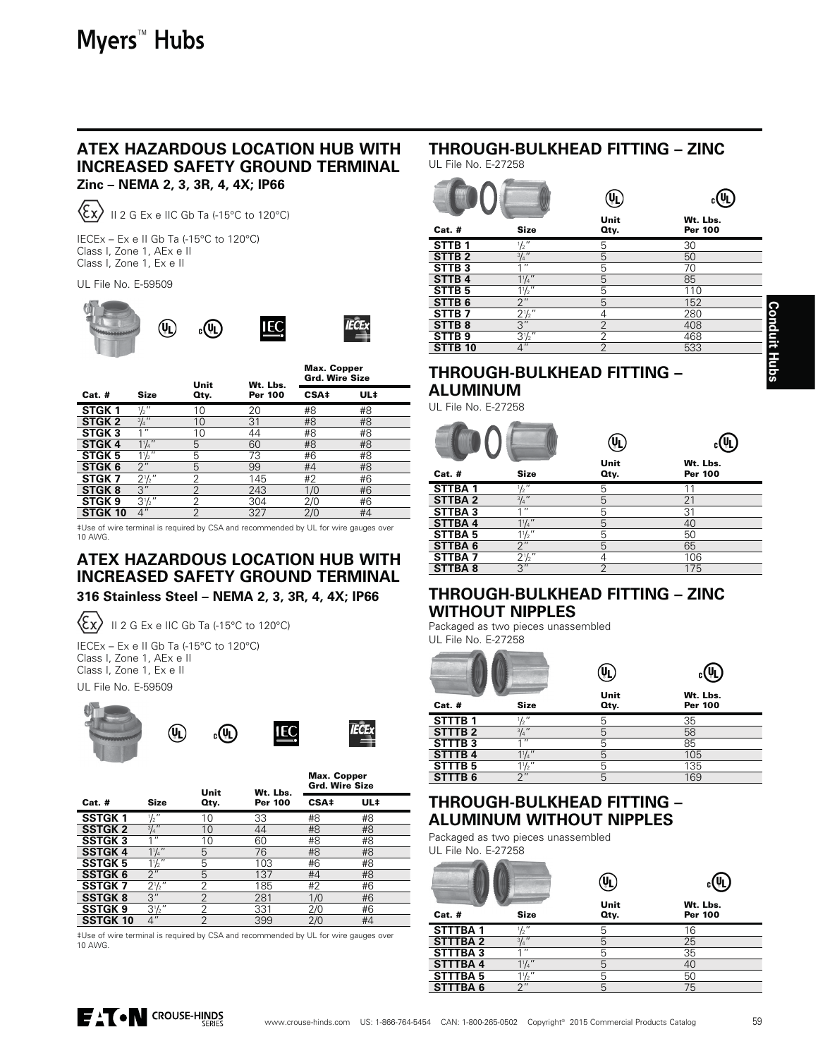# Myers™ Hubs

## ATEX HAZARDOUS LOCATION HUB WITH INCREASED SAFETY GROUND TERMINAL

**Zinc – NEMA 2, 3, 3R, 4, 4X; IP66**

II 2 G Ex e IIC Gb Ta (-15°C to 120°C)

IECEx – Ex e II Gb Ta (-15°C to 120°C)
Class I, Zone 1, AEx e II
Class I, Zone 1, Ex e II

UL File No. E-59509

| Cat. # | Size | Unit Qty. | Wt. Lbs. Per 100 | Max. Copper Grd. Wire Size CSA‡ | Max. Copper Grd. Wire Size UL‡ |
|---|---|---|---|---|---|
| STGK 1 | 1/2" | 10 | 20 | #8 | #8 |
| STGK 2 | 3/4" | 10 | 31 | #8 | #8 |
| STGK 3 | 1" | 10 | 44 | #8 | #8 |
| STGK 4 | 1 1/4" | 5 | 60 | #8 | #8 |
| STGK 5 | 1 1/2" | 5 | 73 | #6 | #8 |
| STGK 6 | 2" | 5 | 99 | #4 | #8 |
| STGK 7 | 2 1/2" | 2 | 145 | #2 | #6 |
| STGK 8 | 3" | 2 | 243 | 1/0 | #6 |
| STGK 9 | 3 1/2" | 2 | 304 | 2/0 | #6 |
| STGK 10 | 4" | 2 | 327 | 2/0 | #4 |

‡Use of wire terminal is required by CSA and recommended by UL for wire gauges over 10 AWG.

## ATEX HAZARDOUS LOCATION HUB WITH INCREASED SAFETY GROUND TERMINAL

**316 Stainless Steel – NEMA 2, 3, 3R, 4, 4X; IP66**

II 2 G Ex e IIC Gb Ta (-15°C to 120°C)

IECEx – Ex e II Gb Ta (-15°C to 120°C)
Class I, Zone 1, AEx e II
Class I, Zone 1, Ex e II

UL File No. E-59509

| Cat. # | Size | Unit Qty. | Wt. Lbs. Per 100 | Max. Copper Grd. Wire Size CSA‡ | Max. Copper Grd. Wire Size UL‡ |
|---|---|---|---|---|---|
| SSTGK 1 | 1/2" | 10 | 33 | #8 | #8 |
| SSTGK 2 | 3/4" | 10 | 44 | #8 | #8 |
| SSTGK 3 | 1" | 10 | 60 | #8 | #8 |
| SSTGK 4 | 1 1/4" | 5 | 76 | #8 | #8 |
| SSTGK 5 | 1 1/2" | 5 | 103 | #6 | #8 |
| SSTGK 6 | 2" | 5 | 137 | #4 | #8 |
| SSTGK 7 | 2 1/2" | 2 | 185 | #2 | #6 |
| SSTGK 8 | 3" | 2 | 281 | 1/0 | #6 |
| SSTGK 9 | 3 1/2" | 2 | 331 | 2/0 | #6 |
| SSTGK 10 | 4" | 2 | 399 | 2/0 | #4 |

‡Use of wire terminal is required by CSA and recommended by UL for wire gauges over 10 AWG.

## THROUGH-BULKHEAD FITTING – ZINC

UL File No. E-27258

| Cat. # | Size | Unit Qty. | Wt. Lbs. Per 100 |
|---|---|---|---|
| STTB 1 | 1/2" | 5 | 30 |
| STTB 2 | 3/4" | 5 | 50 |
| STTB 3 | 1" | 5 | 70 |
| STTB 4 | 1 1/4" | 5 | 85 |
| STTB 5 | 1 1/2" | 5 | 110 |
| STTB 6 | 2" | 5 | 152 |
| STTB 7 | 2 1/2" | 4 | 280 |
| STTB 8 | 3" | 2 | 408 |
| STTB 9 | 3 1/2" | 2 | 468 |
| STTB 10 | 4" | 2 | 533 |

## THROUGH-BULKHEAD FITTING – ALUMINUM

UL File No. E-27258

| Cat. # | Size | Unit Qty. | Wt. Lbs. Per 100 |
|---|---|---|---|
| STTBA 1 | 1/2" | 5 | 11 |
| STTBA 2 | 3/4" | 5 | 21 |
| STTBA 3 | 1" | 5 | 31 |
| STTBA 4 | 1 1/4" | 5 | 40 |
| STTBA 5 | 1 1/2" | 5 | 50 |
| STTBA 6 | 2" | 5 | 65 |
| STTBA 7 | 2 1/2" | 4 | 106 |
| STTBA 8 | 3" | 2 | 175 |

## THROUGH-BULKHEAD FITTING – ZINC WITHOUT NIPPLES

Packaged as two pieces unassembled
UL File No. E-27258

| Cat. # | Size | Unit Qty. | Wt. Lbs. Per 100 |
|---|---|---|---|
| STTTB 1 | 1/2" | 5 | 35 |
| STTTB 2 | 3/4" | 5 | 58 |
| STTTB 3 | 1" | 5 | 85 |
| STTTB 4 | 1 1/4" | 5 | 105 |
| STTTB 5 | 1 1/2" | 5 | 135 |
| STTTB 6 | 2" | 5 | 169 |

## THROUGH-BULKHEAD FITTING – ALUMINUM WITHOUT NIPPLES

Packaged as two pieces unassembled
UL File No. E-27258

| Cat. # | Size | Unit Qty. | Wt. Lbs. Per 100 |
|---|---|---|---|
| STTTBA 1 | 1/2" | 5 | 16 |
| STTTBA 2 | 3/4" | 5 | 25 |
| STTTBA 3 | 1" | 5 | 35 |
| STTTBA 4 | 1 1/4" | 5 | 40 |
| STTTBA 5 | 1 1/2" | 5 | 50 |
| STTTBA 6 | 2" | 5 | 75 |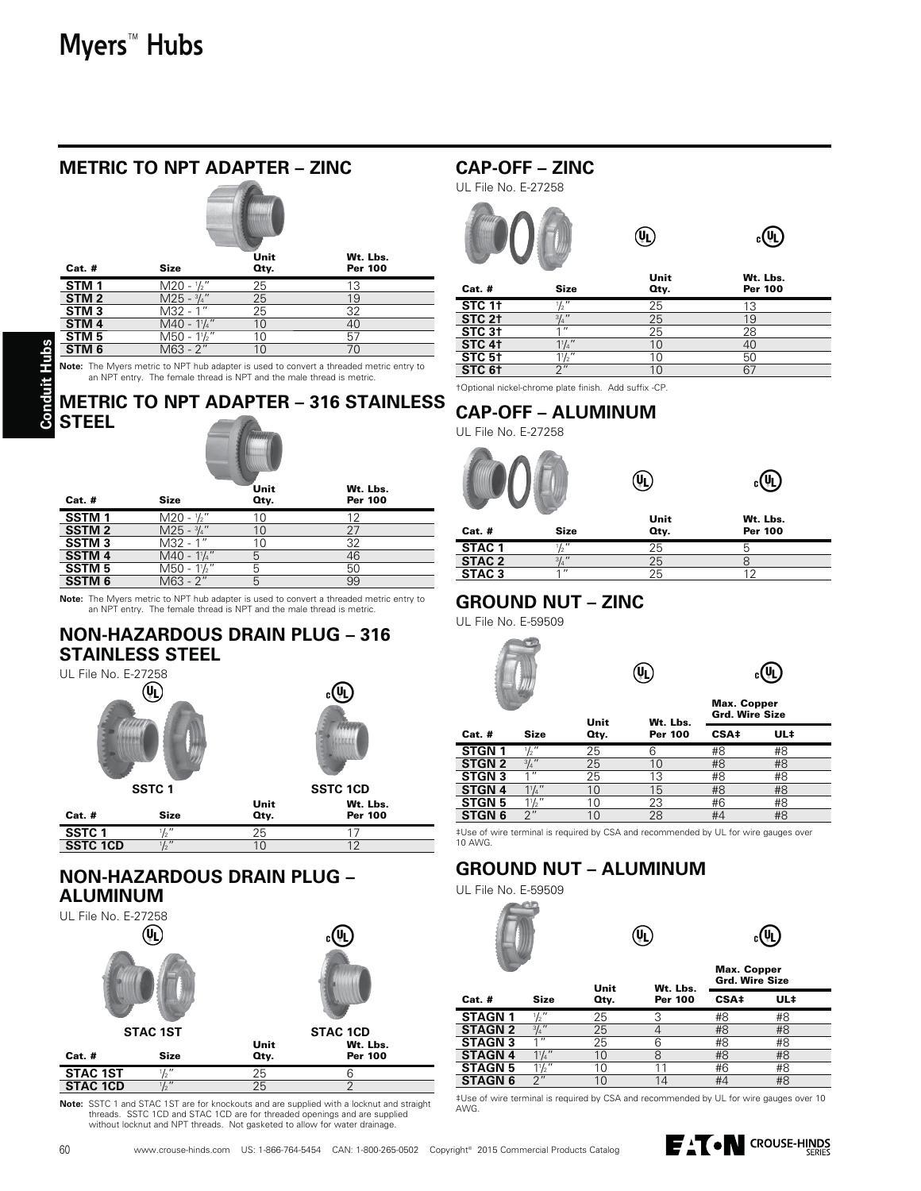# Myers™ Hubs

## METRIC TO NPT ADAPTER – ZINC

| Cat. # | Size | Unit Qty. | Wt. Lbs. Per 100 |
|---|---|---|---|
| **STM 1** | M20 - ½" | 25 | 13 |
| **STM 2** | M25 - ¾" | 25 | 19 |
| **STM 3** | M32 - 1" | 25 | 32 |
| **STM 4** | M40 - 1¼" | 10 | 40 |
| **STM 5** | M50 - 1½" | 10 | 57 |
| **STM 6** | M63 - 2" | 10 | 70 |

**Note:** The Myers metric to NPT hub adapter is used to convert a threaded metric entry to an NPT entry. The female thread is NPT and the male thread is metric.

## METRIC TO NPT ADAPTER – 316 STAINLESS STEEL

| Cat. # | Size | Unit Qty. | Wt. Lbs. Per 100 |
|---|---|---|---|
| **SSTM 1** | M20 - ½" | 10 | 12 |
| **SSTM 2** | M25 - ¾" | 10 | 27 |
| **SSTM 3** | M32 - 1" | 10 | 32 |
| **SSTM 4** | M40 - 1¼" | 5 | 46 |
| **SSTM 5** | M50 - 1½" | 5 | 50 |
| **SSTM 6** | M63 - 2" | 5 | 99 |

**Note:** The Myers metric to NPT hub adapter is used to convert a threaded metric entry to an NPT entry. The female thread is NPT and the male thread is metric.

## NON-HAZARDOUS DRAIN PLUG – 316 STAINLESS STEEL

UL File No. E-27258

SSTC 1 SSTC 1CD

| Cat. # | Size | Unit Qty. | Wt. Lbs. Per 100 |
|---|---|---|---|
| **SSTC 1** | ½" | 25 | 17 |
| **SSTC 1CD** | ½" | 10 | 12 |

## NON-HAZARDOUS DRAIN PLUG – ALUMINUM

UL File No. E-27258

STAC 1ST STAC 1CD

| Cat. # | Size | Unit Qty. | Wt. Lbs. Per 100 |
|---|---|---|---|
| **STAC 1ST** | ½" | 25 | 6 |
| **STAC 1CD** | ½" | 25 | 2 |

**Note:** SSTC 1 and STAC 1ST are for knockouts and are supplied with a locknut and straight threads. SSTC 1CD and STAC 1CD are for threaded openings and are supplied without locknut and NPT threads. Not gasketed to allow for water drainage.

## CAP-OFF – ZINC

UL File No. E-27258

| Cat. # | Size | Unit Qty. | Wt. Lbs. Per 100 |
|---|---|---|---|
| **STC 1†** | ½" | 25 | 13 |
| **STC 2†** | ¾" | 25 | 19 |
| **STC 3†** | 1" | 25 | 28 |
| **STC 4†** | 1¼" | 10 | 40 |
| **STC 5†** | 1½" | 10 | 50 |
| **STC 6†** | 2" | 10 | 67 |

†Optional nickel-chrome plate finish. Add suffix -CP.

## CAP-OFF – ALUMINUM

UL File No. E-27258

| Cat. # | Size | Unit Qty. | Wt. Lbs. Per 100 |
|---|---|---|---|
| **STAC 1** | ½" | 25 | 5 |
| **STAC 2** | ¾" | 25 | 8 |
| **STAC 3** | 1" | 25 | 12 |

## GROUND NUT – ZINC

UL File No. E-59509

| Cat. # | Size | Unit Qty. | Wt. Lbs. Per 100 | Max. Copper Grd. Wire Size | |
|---|---|---|---|---|---|
| | | | | CSA‡ | UL‡ |
| **STGN 1** | ½" | 25 | 6 | #8 | #8 |
| **STGN 2** | ¾" | 25 | 10 | #8 | #8 |
| **STGN 3** | 1" | 25 | 13 | #8 | #8 |
| **STGN 4** | 1¼" | 10 | 15 | #8 | #8 |
| **STGN 5** | 1½" | 10 | 23 | #6 | #8 |
| **STGN 6** | 2" | 10 | 28 | #4 | #8 |

‡Use of wire terminal is required by CSA and recommended by UL for wire gauges over 10 AWG.

## GROUND NUT – ALUMINUM

UL File No. E-59509

| Cat. # | Size | Unit Qty. | Wt. Lbs. Per 100 | Max. Copper Grd. Wire Size | |
|---|---|---|---|---|---|
| | | | | CSA‡ | UL‡ |
| **STAGN 1** | ½" | 25 | 3 | #8 | #8 |
| **STAGN 2** | ¾" | 25 | 4 | #8 | #8 |
| **STAGN 3** | 1" | 25 | 6 | #8 | #8 |
| **STAGN 4** | 1¼" | 10 | 8 | #8 | #8 |
| **STAGN 5** | 1½" | 10 | 11 | #6 | #8 |
| **STAGN 6** | 2" | 10 | 14 | #4 | #8 |

‡Use of wire terminal is required by CSA and recommended by UL for wire gauges over 10 AWG.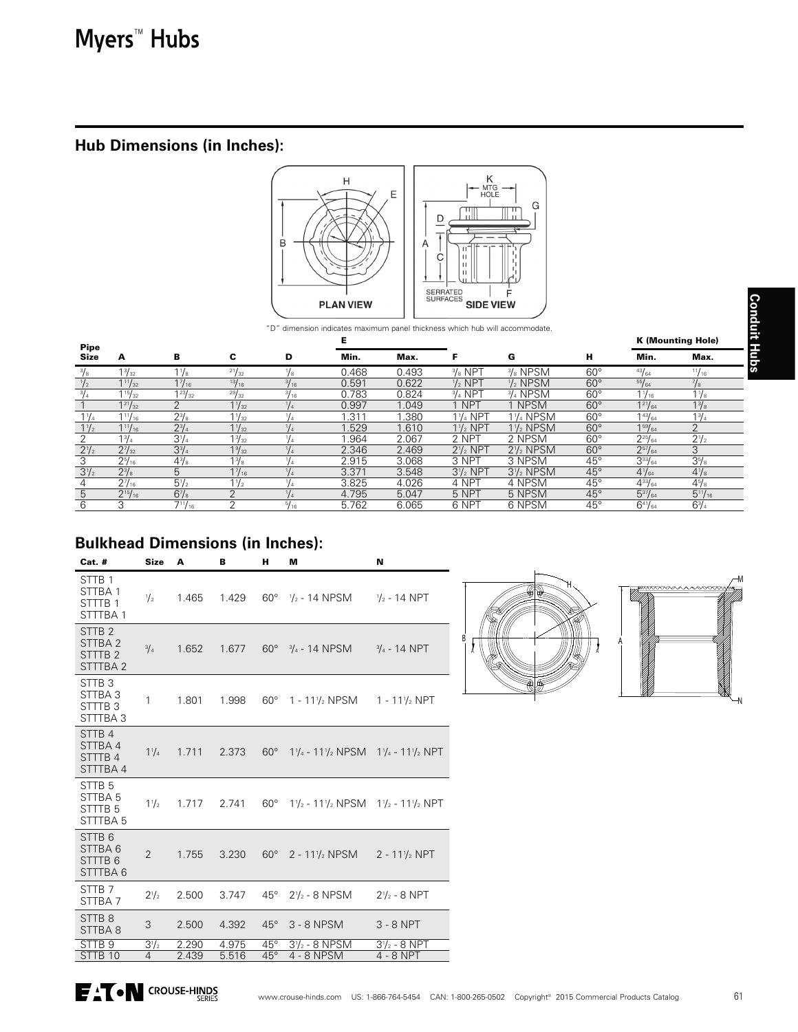# Myers™ Hubs

## Hub Dimensions (in Inches):

"D" dimension indicates maximum panel thickness which hub will accommodate.

| Pipe Size | A | B | C | D | E | | F | G | H | K (Mounting Hole) | |
|---|---|---|---|---|---|---|---|---|---|---|---|
| | | | | | Min. | Max. | | | | Min. | Max. |
| 3/8 | 1 3/32 | 1 1/8 | 21/32 | 1/8 | 0.468 | 0.493 | 3/8 NPT | 3/8 NPSM | 60° | 43/64 | 11/16 |
| 1/2 | 1 11/32 | 1 7/16 | 13/16 | 3/16 | 0.591 | 0.622 | 1/2 NPT | 1/2 NPSM | 60° | 55/64 | 7/8 |
| 3/4 | 1 15/32 | 1 23/32 | 29/32 | 3/16 | 0.783 | 0.824 | 3/4 NPT | 3/4 NPSM | 60° | 1 1/16 | 1 1/8 |
| 1 | 1 21/32 | 2 | 1 1/32 | 1/4 | 0.997 | 1.049 | 1 NPT | 1 NPSM | 60° | 1 21/64 | 1 3/8 |
| 1 1/4 | 1 11/16 | 2 3/8 | 1 1/32 | 1/4 | 1.311 | 1.380 | 1 1/4 NPT | 1 1/4 NPSM | 60° | 1 43/64 | 1 3/4 |
| 1 1/2 | 1 11/16 | 2 3/4 | 1 1/32 | 1/4 | 1.529 | 1.610 | 1 1/2 NPT | 1 1/2 NPSM | 60° | 1 59/64 | 2 |
| 2 | 1 3/4 | 3 1/4 | 1 3/32 | 1/4 | 1.964 | 2.067 | 2 NPT | 2 NPSM | 60° | 2 25/64 | 2 1/2 |
| 2 1/2 | 2 7/32 | 3 3/4 | 1 9/32 | 1/4 | 2.346 | 2.469 | 2 1/2 NPT | 2 1/2 NPSM | 60° | 2 57/64 | 3 |
| 3 | 2 5/16 | 4 3/8 | 1 3/8 | 1/4 | 2.915 | 3.068 | 3 NPT | 3 NPSM | 45° | 3 33/64 | 3 5/8 |
| 3 1/2 | 2 3/8 | 5 | 1 7/16 | 1/4 | 3.371 | 3.548 | 3 1/2 NPT | 3 1/2 NPSM | 45° | 4 1/64 | 4 1/8 |
| 4 | 2 7/16 | 5 1/2 | 1 1/2 | 1/4 | 3.825 | 4.026 | 4 NPT | 4 NPSM | 45° | 4 33/64 | 4 5/8 |
| 5 | 2 15/16 | 6 7/8 | 2 | 1/4 | 4.795 | 5.047 | 5 NPT | 5 NPSM | 45° | 5 37/64 | 5 11/16 |
| 6 | 3 | 7 11/16 | 2 | 5/16 | 5.762 | 6.065 | 6 NPT | 6 NPSM | 45° | 6 41/64 | 6 3/4 |

## Bulkhead Dimensions (in Inches):

| Cat. # | Size | A | B | H | M | N |
|---|---|---|---|---|---|---|
| STTB 1, STTBA 1, STTTB 1, STTTBA 1 | 1/2 | 1.465 | 1.429 | 60° | 1/2 - 14 NPSM | 1/2 - 14 NPT |
| STTB 2, STTBA 2, STTTB 2, STTTBA 2 | 3/4 | 1.652 | 1.677 | 60° | 3/4 - 14 NPSM | 3/4 - 14 NPT |
| STTB 3, STTBA 3, STTTB 3, STTTBA 3 | 1 | 1.801 | 1.998 | 60° | 1 - 11 1/2 NPSM | 1 - 11 1/2 NPT |
| STTB 4, STTBA 4, STTTB 4, STTTBA 4 | 1 1/4 | 1.711 | 2.373 | 60° | 1 1/4 - 11 1/2 NPSM | 1 1/4 - 11 1/2 NPT |
| STTB 5, STTBA 5, STTTB 5, STTTBA 5 | 1 1/2 | 1.717 | 2.741 | 60° | 1 1/2 - 11 1/2 NPSM | 1 1/2 - 11 1/2 NPT |
| STTB 6, STTBA 6, STTTB 6, STTTBA 6 | 2 | 1.755 | 3.230 | 60° | 2 - 11 1/2 NPSM | 2 - 11 1/2 NPT |
| STTB 7, STTBA 7 | 2 1/2 | 2.500 | 3.747 | 45° | 2 1/2 - 8 NPSM | 2 1/2 - 8 NPT |
| STTB 8, STTBA 8 | 3 | 2.500 | 4.392 | 45° | 3 - 8 NPSM | 3 - 8 NPT |
| STTB 9 | 3 1/2 | 2.290 | 4.975 | 45° | 3 1/2 - 8 NPSM | 3 1/2 - 8 NPT |
| STTB 10 | 4 | 2.439 | 5.516 | 45° | 4 - 8 NPSM | 4 - 8 NPT |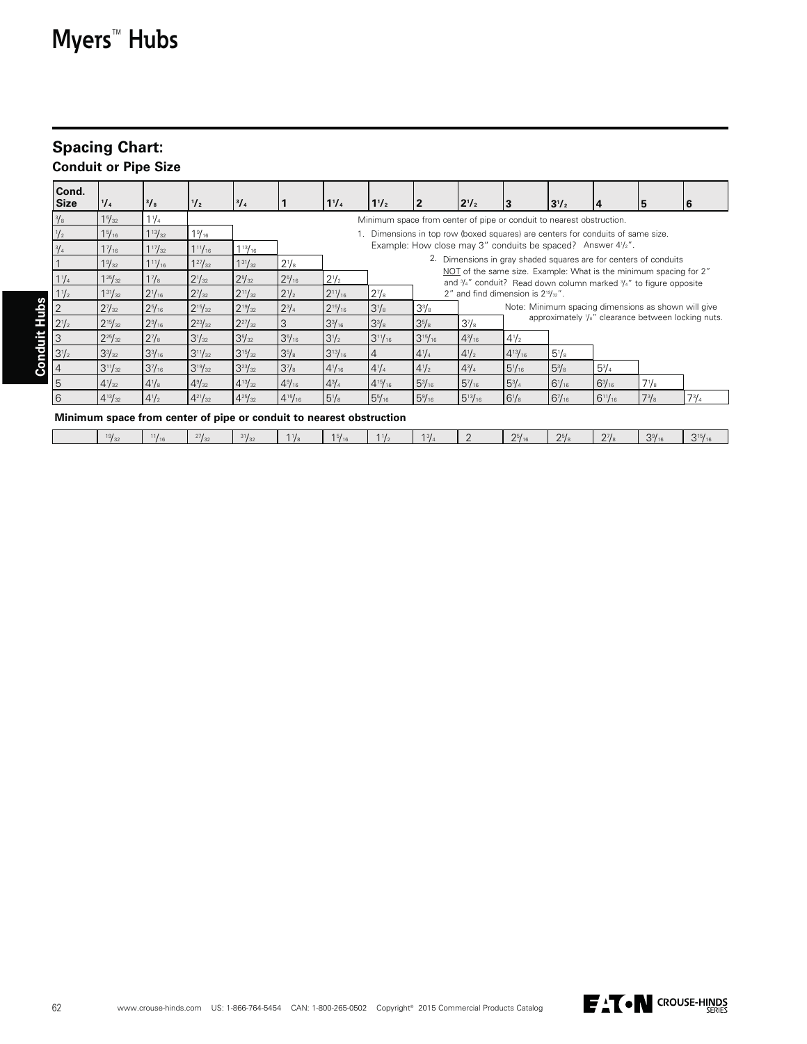# Myers™ Hubs

## Spacing Chart:

### Conduit or Pipe Size

| Cond. Size | 1/4 | 3/8 | 1/2 | 3/4 | 1 | 1 1/4 | 1 1/2 | 2 | 2 1/2 | 3 | 3 1/2 | 4 | 5 | 6 |
|---|---|---|---|---|---|---|---|---|---|---|---|---|---|---|
| 3/8 | 1 5/32 | 1 1/4 | | | | | | | | | | | | |
| 1/2 | 1 5/16 | 1 13/32 | 1 9/16 | | | | | | | | | | | |
| 3/4 | 1 7/16 | 1 17/32 | 1 11/16 | 1 13/16 | | | | | | | | | | |
| 1 | 1 9/32 | 1 11/16 | 1 27/32 | 1 31/32 | 2 1/8 | | | | | | | | | |
| 1 1/4 | 1 25/32 | 1 7/8 | 2 1/32 | 2 5/32 | 2 5/16 | 2 1/2 | | | | | | | | |
| 1 1/2 | 1 31/32 | 2 1/16 | 2 7/32 | 2 11/32 | 2 1/2 | 2 11/16 | 2 7/8 | | | | | | | |
| 2 | 2 7/32 | 2 5/16 | 2 15/32 | 2 19/32 | 2 3/4 | 2 15/16 | 3 1/8 | 3 3/8 | | | | | | |
| 2 1/2 | 2 15/32 | 2 9/16 | 2 23/32 | 2 27/32 | 3 | 3 3/16 | 3 3/8 | 3 5/8 | 3 7/8 | | | | | |
| 3 | 2 25/32 | 2 7/8 | 3 1/32 | 3 5/32 | 3 5/16 | 3 1/2 | 3 11/16 | 3 15/16 | 4 3/16 | 4 1/2 | | | | |
| 3 1/2 | 3 3/32 | 3 3/16 | 3 11/32 | 3 15/32 | 3 5/8 | 3 13/16 | 4 | 4 1/4 | 4 1/2 | 4 13/16 | 5 1/8 | | | |
| 4 | 3 11/32 | 3 7/16 | 3 19/32 | 3 23/32 | 3 7/8 | 4 1/16 | 4 1/4 | 4 1/2 | 4 3/4 | 5 1/16 | 5 3/8 | 5 3/4 | | |
| 5 | 4 1/32 | 4 1/8 | 4 9/32 | 4 13/32 | 4 9/16 | 4 3/4 | 4 15/16 | 5 3/16 | 5 7/16 | 5 3/4 | 6 1/16 | 6 5/16 | 7 1/8 | |
| 6 | 4 13/32 | 4 1/2 | 4 21/32 | 4 25/32 | 4 15/16 | 5 1/8 | 5 5/16 | 5 9/16 | 5 13/16 | 6 1/8 | 6 7/16 | 6 11/16 | 7 3/8 | 7 3/4 |

Minimum space from center of pipe or conduit to nearest obstruction.

1. Dimensions in top row (boxed squares) are centers for conduits of same size. Example: How close may 3" conduits be spaced? Answer 4 1/2".
2. Dimensions in gray shaded squares are for centers of conduits NOT of the same size. Example: What is the minimum spacing for 2" and 3/4" conduit? Read down column marked 3/4" to figure opposite 2" and find dimension is 2 19/32".

Note: Minimum spacing dimensions as shown will give approximately 1/8" clearance between locking nuts.

**Minimum space from center of pipe or conduit to nearest obstruction**

| | 1/4 | 3/8 | 1/2 | 3/4 | 1 | 1 1/4 | 1 1/2 | 2 | 2 1/2 | 3 | 3 1/2 | 4 | 5 | 6 |
|---|---|---|---|---|---|---|---|---|---|---|---|---|---|---|
| | 19/32 | 11/16 | 27/32 | 31/32 | 1 1/8 | 1 5/16 | 1 1/2 | 1 3/4 | 2 | 2 5/16 | 2 5/8 | 2 7/8 | 3 9/16 | 3 15/16 |